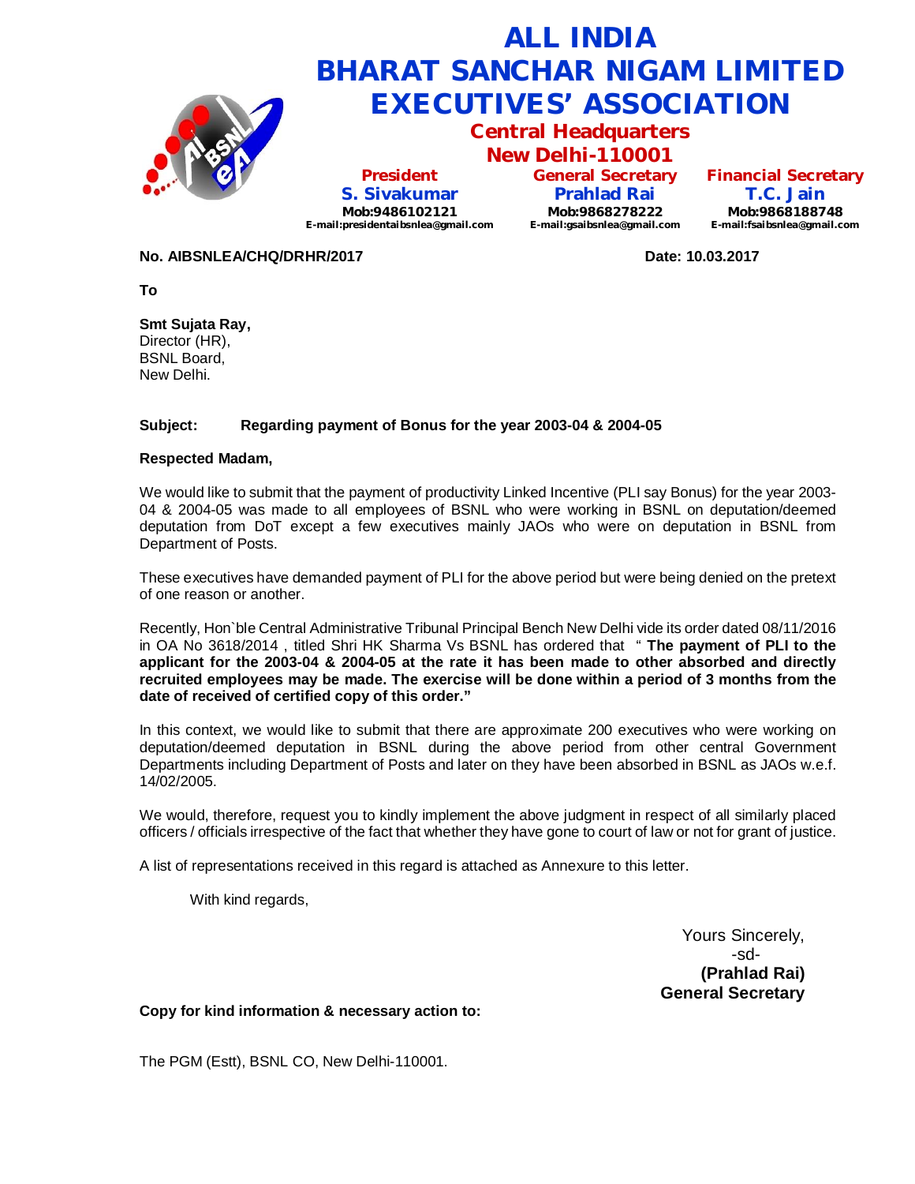# ALL INDIA BHARAT SANCHAR NIGAM LIMITED EXECUTIVES' ASSOCIATION

## Central Headquarters
## New Delhi-110001

**President**
**S. Sivakumar**
**Mob:9486102121**
**E-mail:presidentaibsnlea@gmail.com**

**General Secretary**
**Prahlad Rai**
**Mob:9868278222**
**E-mail:gsaibsnlea@gmail.com**

**Financial Secretary**
**T.C. Jain**
**Mob:9868188748**
**E-mail:fsaibsnlea@gmail.com**

**No. AIBSNLEA/CHQ/DRHR/2017** **Date: 10.03.2017**

**To**

**Smt Sujata Ray,**
Director (HR),
BSNL Board,
New Delhi.

**Subject: Regarding payment of Bonus for the year 2003-04 & 2004-05**

**Respected Madam,**

We would like to submit that the payment of productivity Linked Incentive (PLI say Bonus) for the year 2003-04 & 2004-05 was made to all employees of BSNL who were working in BSNL on deputation/deemed deputation from DoT except a few executives mainly JAOs who were on deputation in BSNL from Department of Posts.

These executives have demanded payment of PLI for the above period but were being denied on the pretext of one reason or another.

Recently, Hon`ble Central Administrative Tribunal Principal Bench New Delhi vide its order dated 08/11/2016 in OA No 3618/2014 , titled Shri HK Sharma Vs BSNL has ordered that " **The payment of PLI to the applicant for the 2003-04 & 2004-05 at the rate it has been made to other absorbed and directly recruited employees may be made. The exercise will be done within a period of 3 months from the date of received of certified copy of this order."**

In this context, we would like to submit that there are approximate 200 executives who were working on deputation/deemed deputation in BSNL during the above period from other central Government Departments including Department of Posts and later on they have been absorbed in BSNL as JAOs w.e.f. 14/02/2005.

We would, therefore, request you to kindly implement the above judgment in respect of all similarly placed officers / officials irrespective of the fact that whether they have gone to court of law or not for grant of justice.

A list of representations received in this regard is attached as Annexure to this letter.

With kind regards,

Yours Sincerely,
-sd-
**(Prahlad Rai)**
**General Secretary**

**Copy for kind information & necessary action to:**

The PGM (Estt), BSNL CO, New Delhi-110001.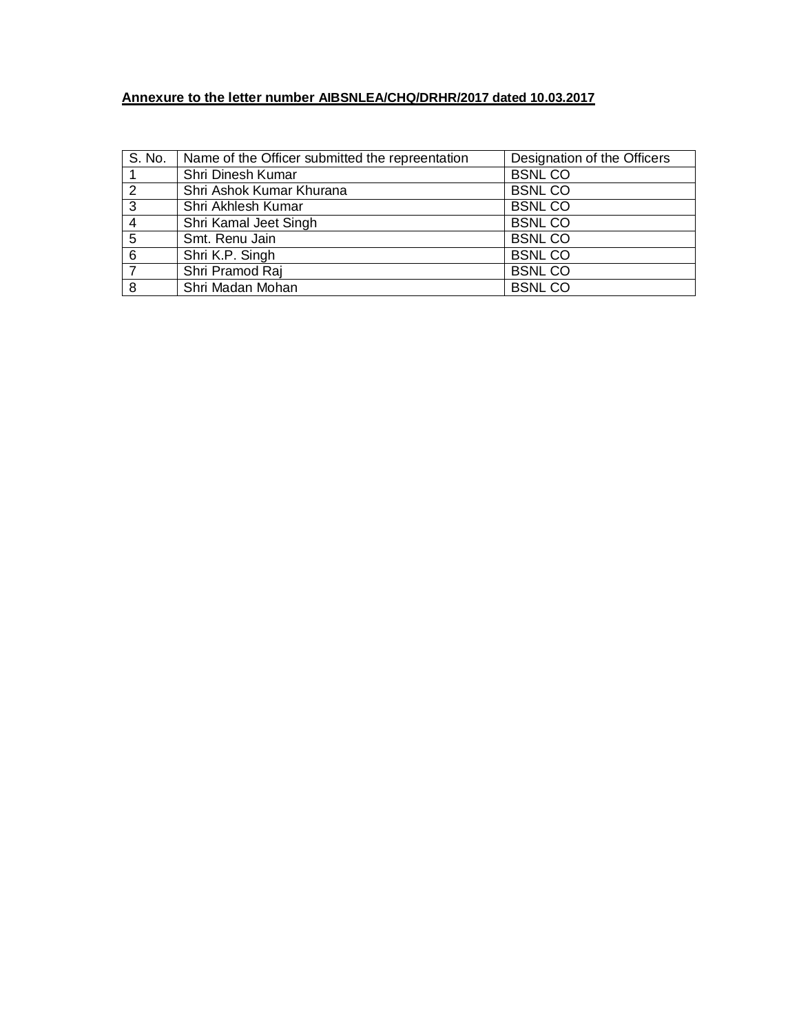**Annexure to the letter number AIBSNLEA/CHQ/DRHR/2017 dated 10.03.2017**

| S. No. | Name of the Officer submitted the repreentation | Designation of the Officers |
|---|---|---|
| 1 | Shri Dinesh Kumar | BSNL CO |
| 2 | Shri Ashok Kumar Khurana | BSNL CO |
| 3 | Shri Akhlesh Kumar | BSNL CO |
| 4 | Shri Kamal Jeet Singh | BSNL CO |
| 5 | Smt. Renu Jain | BSNL CO |
| 6 | Shri K.P. Singh | BSNL CO |
| 7 | Shri Pramod Raj | BSNL CO |
| 8 | Shri Madan Mohan | BSNL CO |